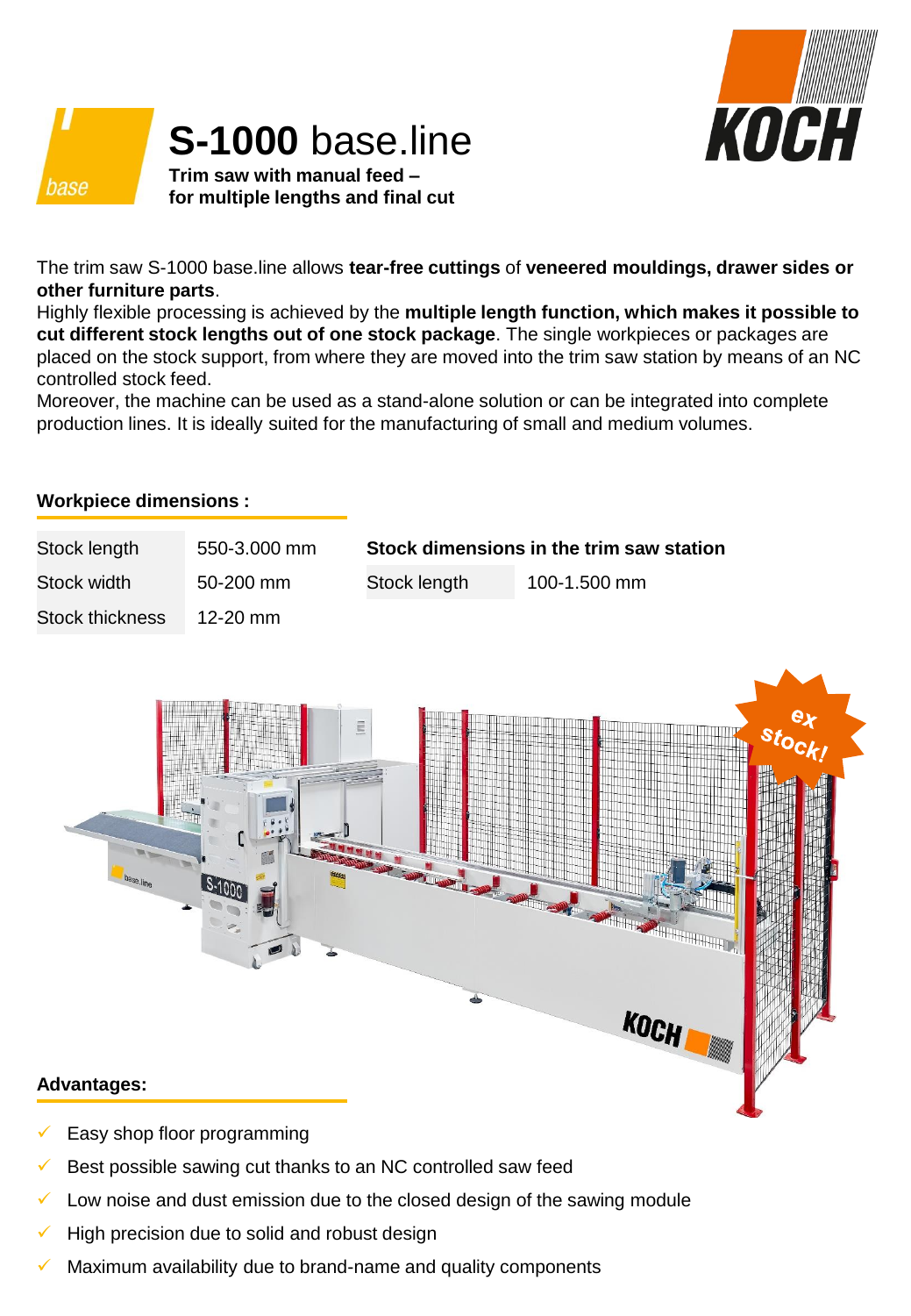# S-1000 base.line

**Trim saw with manual feed – for multiple lengths and final cut**

The trim saw S-1000 base.line allows **tear-free cuttings** of **veneered mouldings, drawer sides or other furniture parts**.
Highly flexible processing is achieved by the **multiple length function, which makes it possible to cut different stock lengths out of one stock package**. The single workpieces or packages are placed on the stock support, from where they are moved into the trim saw station by means of an NC controlled stock feed.
Moreover, the machine can be used as a stand-alone solution or can be integrated into complete production lines. It is ideally suited for the manufacturing of small and medium volumes.

## Workpiece dimensions :

| | |
|---|---|
| Stock length | 550-3.000 mm |
| Stock width | 50-200 mm |
| Stock thickness | 12-20 mm |

**Stock dimensions in the trim saw station**

| | |
|---|---|
| Stock length | 100-1.500 mm |

ex stock!

## Advantages:

- Easy shop floor programming
- Best possible sawing cut thanks to an NC controlled saw feed
- Low noise and dust emission due to the closed design of the sawing module
- High precision due to solid and robust design
- Maximum availability due to brand-name and quality components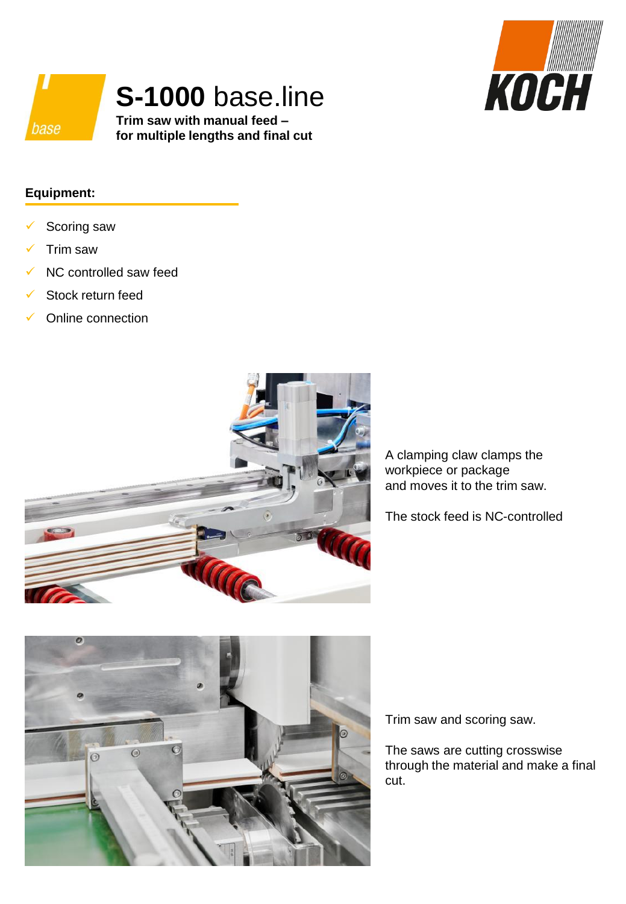# S-1000 base.line

**Trim saw with manual feed – for multiple lengths and final cut**

**Equipment:**

- ✓ Scoring saw
- ✓ Trim saw
- ✓ NC controlled saw feed
- ✓ Stock return feed
- ✓ Online connection

A clamping claw clamps the workpiece or package and moves it to the trim saw.

The stock feed is NC-controlled

Trim saw and scoring saw.

The saws are cutting crosswise through the material and make a final cut.